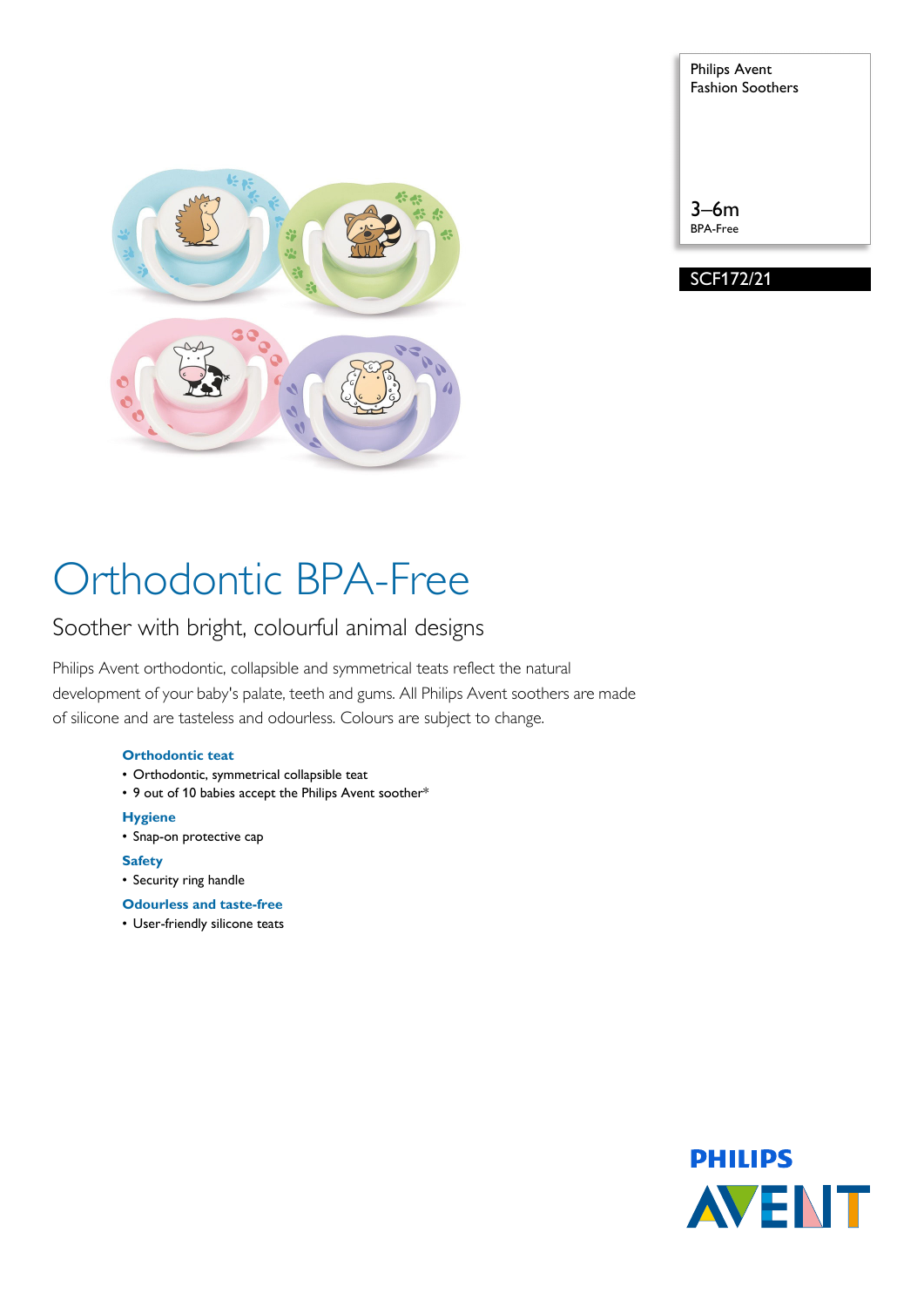Philips Avent
Fashion Soothers

3–6m
BPA-Free

SCF172/21

# Orthodontic BPA-Free

## Soother with bright, colourful animal designs

Philips Avent orthodontic, collapsible and symmetrical teats reflect the natural development of your baby's palate, teeth and gums. All Philips Avent soothers are made of silicone and are tasteless and odourless. Colours are subject to change.

**Orthodontic teat**
- Orthodontic, symmetrical collapsible teat
- 9 out of 10 babies accept the Philips Avent soother*

**Hygiene**
- Snap-on protective cap

**Safety**
- Security ring handle

**Odourless and taste-free**
- User-friendly silicone teats

PHILIPS
AVENT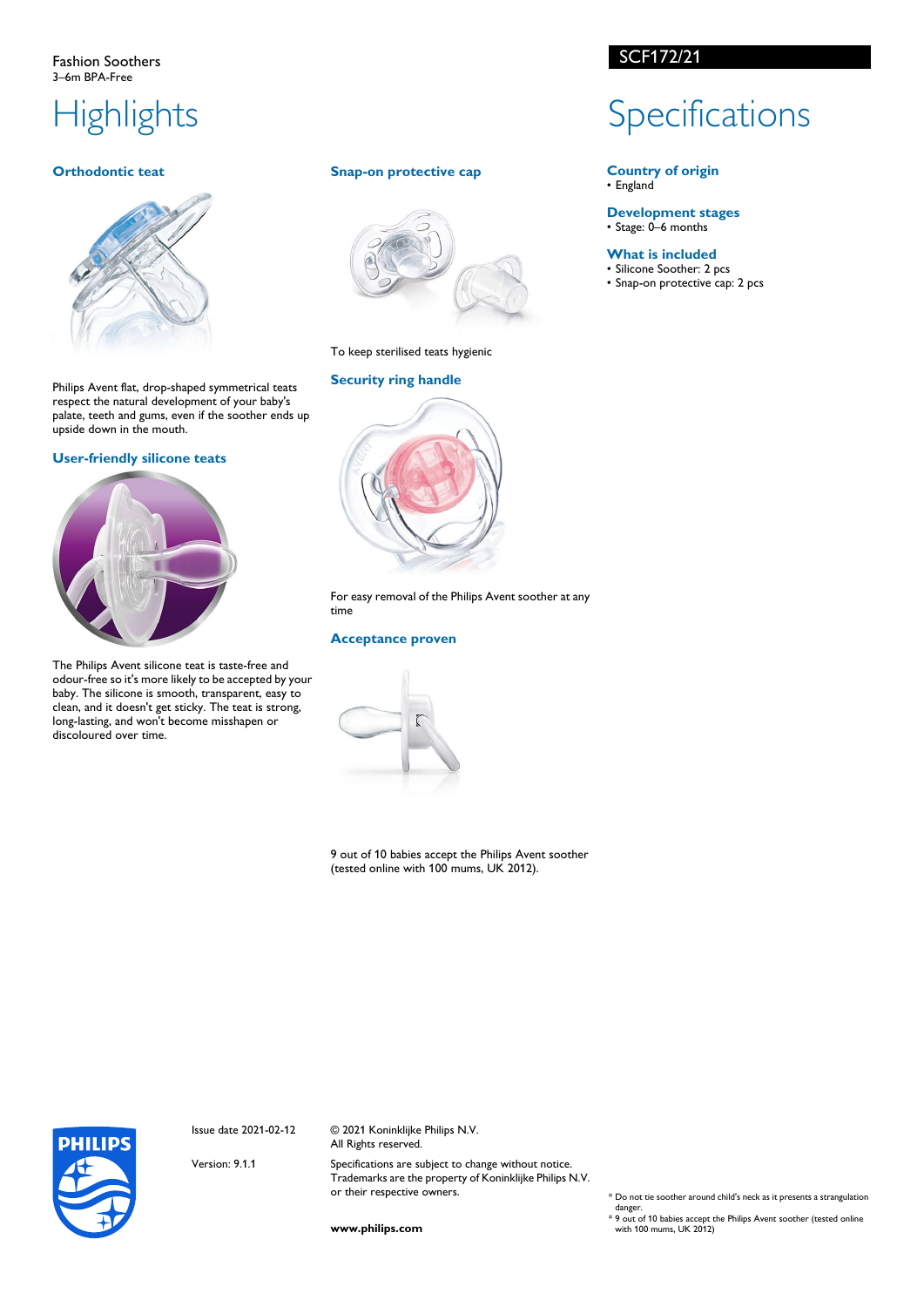Fashion Soothers
3–6m BPA-Free

SCF172/21

# Highlights

### Orthodontic teat

Philips Avent flat, drop-shaped symmetrical teats respect the natural development of your baby's palate, teeth and gums, even if the soother ends up upside down in the mouth.

### User-friendly silicone teats

The Philips Avent silicone teat is taste-free and odour-free so it's more likely to be accepted by your baby. The silicone is smooth, transparent, easy to clean, and it doesn't get sticky. The teat is strong, long-lasting, and won't become misshapen or discoloured over time.

### Snap-on protective cap

To keep sterilised teats hygienic

### Security ring handle

For easy removal of the Philips Avent soother at any time

### Acceptance proven

9 out of 10 babies accept the Philips Avent soother (tested online with 100 mums, UK 2012).

# Specifications

### Country of origin

- England

### Development stages

- Stage: 0–6 months

### What is included

- Silicone Soother: 2 pcs
- Snap-on protective cap: 2 pcs

Issue date 2021-02-12

Version: 9.1.1

© 2021 Koninklijke Philips N.V.
All Rights reserved.

Specifications are subject to change without notice. Trademarks are the property of Koninklijke Philips N.V. or their respective owners.

**www.philips.com**

* Do not tie soother around child's neck as it presents a strangulation danger.
* 9 out of 10 babies accept the Philips Avent soother (tested online with 100 mums, UK 2012)